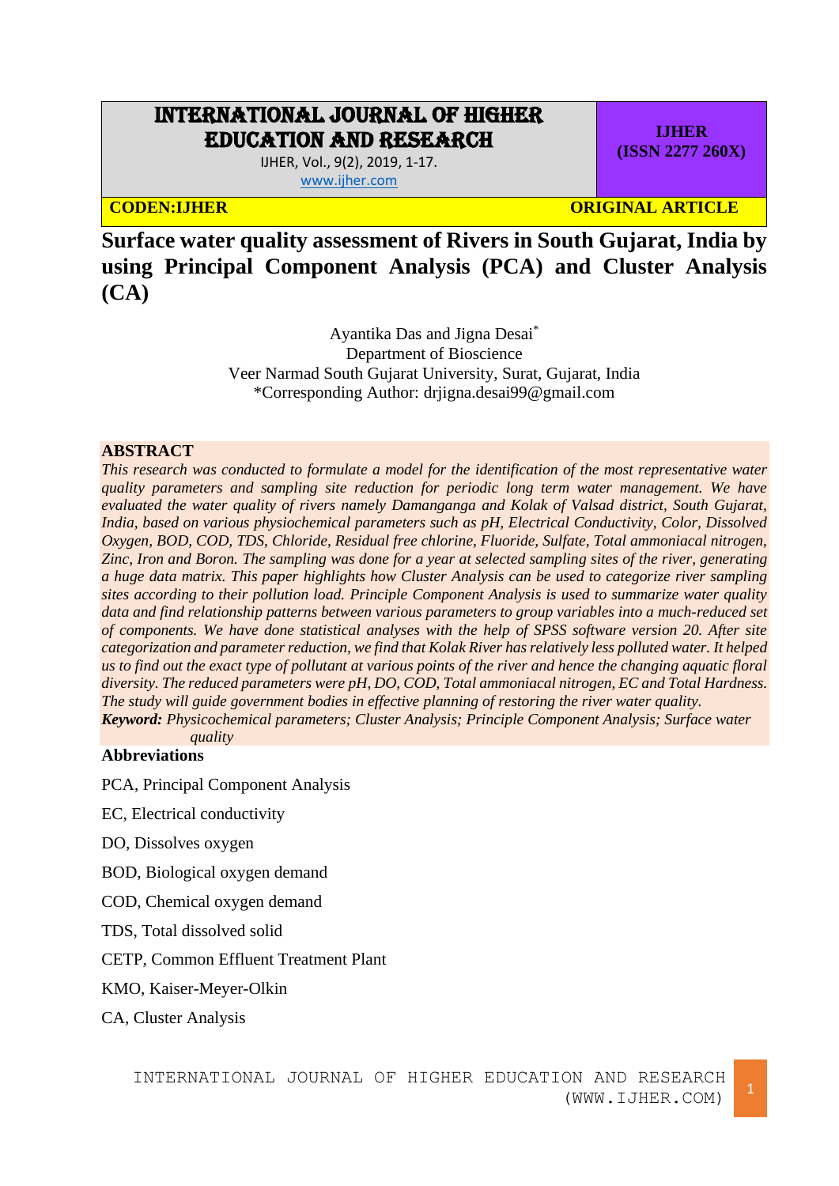# INTERNATIONAL JOURNAL OF HIGHER EDUCATION AND RESEARCH

IJHER, Vol., 9(2), 2019, 1-17.

www.ijher.com

**IJHER (ISSN 2277 260X)**

**CODEN:IJHER** **ORIGINAL ARTICLE**

# Surface water quality assessment of Rivers in South Gujarat, India by using Principal Component Analysis (PCA) and Cluster Analysis (CA)

Ayantika Das and Jigna Desai*

Department of Bioscience

Veer Narmad South Gujarat University, Surat, Gujarat, India

*Corresponding Author: drjigna.desai99@gmail.com

## ABSTRACT

*This research was conducted to formulate a model for the identification of the most representative water quality parameters and sampling site reduction for periodic long term water management. We have evaluated the water quality of rivers namely Damanganga and Kolak of Valsad district, South Gujarat, India, based on various physiochemical parameters such as pH, Electrical Conductivity, Color, Dissolved Oxygen, BOD, COD, TDS, Chloride, Residual free chlorine, Fluoride, Sulfate, Total ammoniacal nitrogen, Zinc, Iron and Boron. The sampling was done for a year at selected sampling sites of the river, generating a huge data matrix. This paper highlights how Cluster Analysis can be used to categorize river sampling sites according to their pollution load. Principle Component Analysis is used to summarize water quality data and find relationship patterns between various parameters to group variables into a much-reduced set of components. We have done statistical analyses with the help of SPSS software version 20. After site categorization and parameter reduction, we find that Kolak River has relatively less polluted water. It helped us to find out the exact type of pollutant at various points of the river and hence the changing aquatic floral diversity. The reduced parameters were pH, DO, COD, Total ammoniacal nitrogen, EC and Total Hardness. The study will guide government bodies in effective planning of restoring the river water quality.*

***Keyword:*** *Physicochemical parameters; Cluster Analysis; Principle Component Analysis; Surface water quality*

## Abbreviations

PCA, Principal Component Analysis

EC, Electrical conductivity

DO, Dissolves oxygen

BOD, Biological oxygen demand

COD, Chemical oxygen demand

TDS, Total dissolved solid

CETP, Common Effluent Treatment Plant

KMO, Kaiser-Meyer-Olkin

CA, Cluster Analysis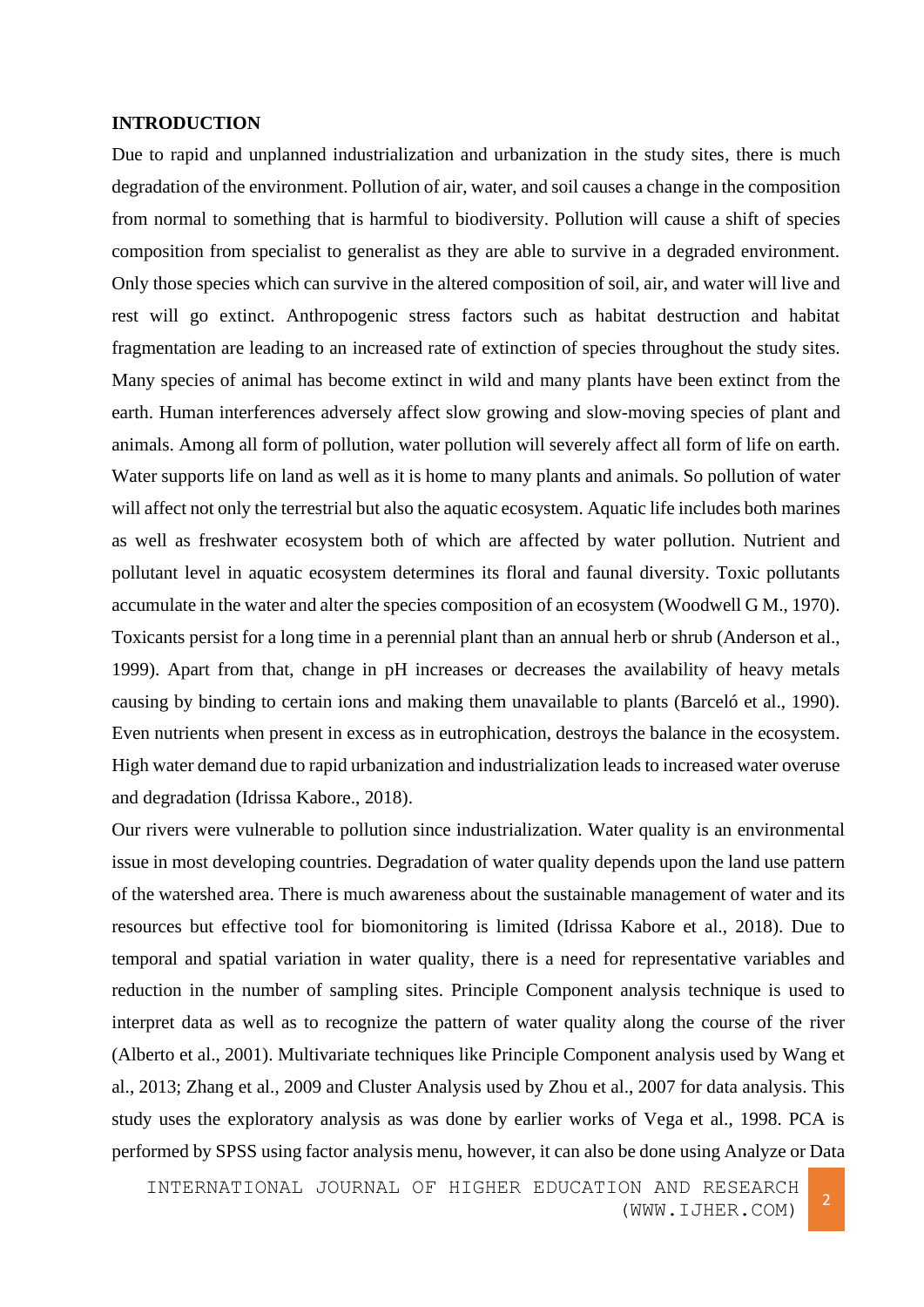**INTRODUCTION**

Due to rapid and unplanned industrialization and urbanization in the study sites, there is much degradation of the environment. Pollution of air, water, and soil causes a change in the composition from normal to something that is harmful to biodiversity. Pollution will cause a shift of species composition from specialist to generalist as they are able to survive in a degraded environment. Only those species which can survive in the altered composition of soil, air, and water will live and rest will go extinct. Anthropogenic stress factors such as habitat destruction and habitat fragmentation are leading to an increased rate of extinction of species throughout the study sites. Many species of animal has become extinct in wild and many plants have been extinct from the earth. Human interferences adversely affect slow growing and slow-moving species of plant and animals. Among all form of pollution, water pollution will severely affect all form of life on earth. Water supports life on land as well as it is home to many plants and animals. So pollution of water will affect not only the terrestrial but also the aquatic ecosystem. Aquatic life includes both marines as well as freshwater ecosystem both of which are affected by water pollution. Nutrient and pollutant level in aquatic ecosystem determines its floral and faunal diversity. Toxic pollutants accumulate in the water and alter the species composition of an ecosystem (Woodwell G M., 1970). Toxicants persist for a long time in a perennial plant than an annual herb or shrub (Anderson et al., 1999). Apart from that, change in pH increases or decreases the availability of heavy metals causing by binding to certain ions and making them unavailable to plants (Barceló et al., 1990). Even nutrients when present in excess as in eutrophication, destroys the balance in the ecosystem. High water demand due to rapid urbanization and industrialization leads to increased water overuse and degradation (Idrissa Kabore., 2018).

Our rivers were vulnerable to pollution since industrialization. Water quality is an environmental issue in most developing countries. Degradation of water quality depends upon the land use pattern of the watershed area. There is much awareness about the sustainable management of water and its resources but effective tool for biomonitoring is limited (Idrissa Kabore et al., 2018). Due to temporal and spatial variation in water quality, there is a need for representative variables and reduction in the number of sampling sites. Principle Component analysis technique is used to interpret data as well as to recognize the pattern of water quality along the course of the river (Alberto et al., 2001). Multivariate techniques like Principle Component analysis used by Wang et al., 2013; Zhang et al., 2009 and Cluster Analysis used by Zhou et al., 2007 for data analysis. This study uses the exploratory analysis as was done by earlier works of Vega et al., 1998. PCA is performed by SPSS using factor analysis menu, however, it can also be done using Analyze or Data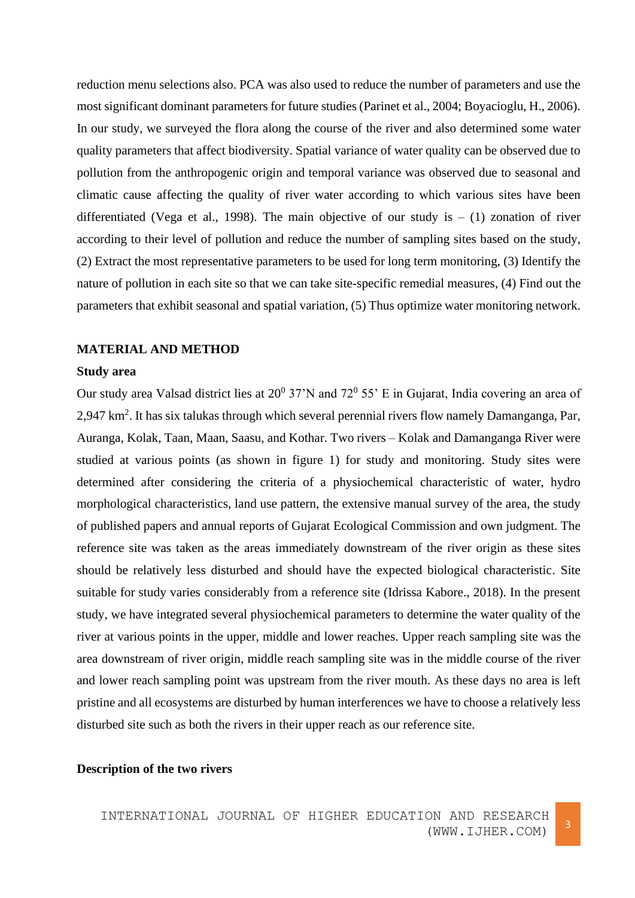reduction menu selections also. PCA was also used to reduce the number of parameters and use the most significant dominant parameters for future studies (Parinet et al., 2004; Boyacioglu, H., 2006). In our study, we surveyed the flora along the course of the river and also determined some water quality parameters that affect biodiversity. Spatial variance of water quality can be observed due to pollution from the anthropogenic origin and temporal variance was observed due to seasonal and climatic cause affecting the quality of river water according to which various sites have been differentiated (Vega et al., 1998). The main objective of our study is – (1) zonation of river according to their level of pollution and reduce the number of sampling sites based on the study, (2) Extract the most representative parameters to be used for long term monitoring, (3) Identify the nature of pollution in each site so that we can take site-specific remedial measures, (4) Find out the parameters that exhibit seasonal and spatial variation, (5) Thus optimize water monitoring network.

## MATERIAL AND METHOD

### Study area

Our study area Valsad district lies at $20^0$ 37'N and $72^0$ 55' E in Gujarat, India covering an area of 2,947 $km^2$. It has six talukas through which several perennial rivers flow namely Damanganga, Par, Auranga, Kolak, Taan, Maan, Saasu, and Kothar. Two rivers – Kolak and Damanganga River were studied at various points (as shown in figure 1) for study and monitoring. Study sites were determined after considering the criteria of a physiochemical characteristic of water, hydro morphological characteristics, land use pattern, the extensive manual survey of the area, the study of published papers and annual reports of Gujarat Ecological Commission and own judgment. The reference site was taken as the areas immediately downstream of the river origin as these sites should be relatively less disturbed and should have the expected biological characteristic. Site suitable for study varies considerably from a reference site (Idrissa Kabore., 2018). In the present study, we have integrated several physiochemical parameters to determine the water quality of the river at various points in the upper, middle and lower reaches. Upper reach sampling site was the area downstream of river origin, middle reach sampling site was in the middle course of the river and lower reach sampling point was upstream from the river mouth. As these days no area is left pristine and all ecosystems are disturbed by human interferences we have to choose a relatively less disturbed site such as both the rivers in their upper reach as our reference site.

### Description of the two rivers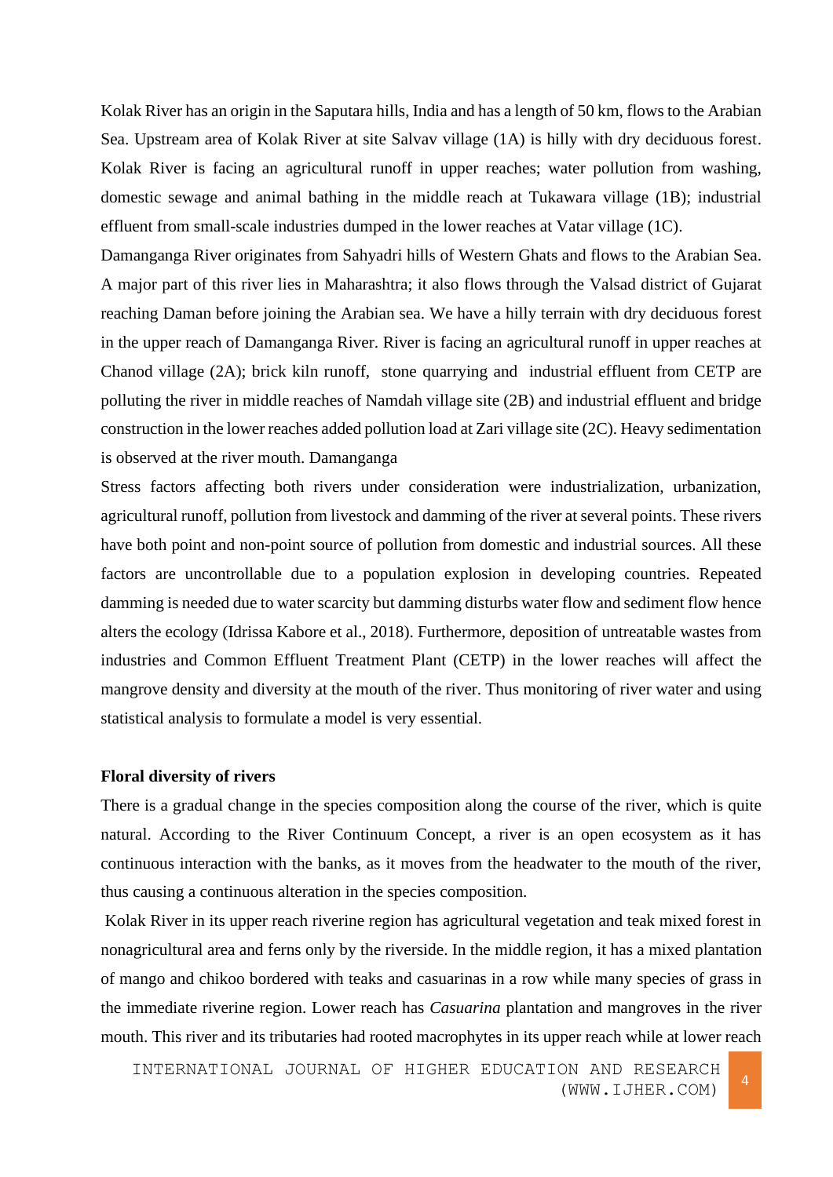Kolak River has an origin in the Saputara hills, India and has a length of 50 km, flows to the Arabian Sea. Upstream area of Kolak River at site Salvav village (1A) is hilly with dry deciduous forest. Kolak River is facing an agricultural runoff in upper reaches; water pollution from washing, domestic sewage and animal bathing in the middle reach at Tukawara village (1B); industrial effluent from small-scale industries dumped in the lower reaches at Vatar village (1C).

Damanganga River originates from Sahyadri hills of Western Ghats and flows to the Arabian Sea. A major part of this river lies in Maharashtra; it also flows through the Valsad district of Gujarat reaching Daman before joining the Arabian sea. We have a hilly terrain with dry deciduous forest in the upper reach of Damanganga River. River is facing an agricultural runoff in upper reaches at Chanod village (2A); brick kiln runoff, stone quarrying and industrial effluent from CETP are polluting the river in middle reaches of Namdah village site (2B) and industrial effluent and bridge construction in the lower reaches added pollution load at Zari village site (2C). Heavy sedimentation is observed at the river mouth. Damanganga

Stress factors affecting both rivers under consideration were industrialization, urbanization, agricultural runoff, pollution from livestock and damming of the river at several points. These rivers have both point and non-point source of pollution from domestic and industrial sources. All these factors are uncontrollable due to a population explosion in developing countries. Repeated damming is needed due to water scarcity but damming disturbs water flow and sediment flow hence alters the ecology (Idrissa Kabore et al., 2018). Furthermore, deposition of untreatable wastes from industries and Common Effluent Treatment Plant (CETP) in the lower reaches will affect the mangrove density and diversity at the mouth of the river. Thus monitoring of river water and using statistical analysis to formulate a model is very essential.

**Floral diversity of rivers**

There is a gradual change in the species composition along the course of the river, which is quite natural. According to the River Continuum Concept, a river is an open ecosystem as it has continuous interaction with the banks, as it moves from the headwater to the mouth of the river, thus causing a continuous alteration in the species composition.

Kolak River in its upper reach riverine region has agricultural vegetation and teak mixed forest in nonagricultural area and ferns only by the riverside. In the middle region, it has a mixed plantation of mango and chikoo bordered with teaks and casuarinas in a row while many species of grass in the immediate riverine region. Lower reach has *Casuarina* plantation and mangroves in the river mouth. This river and its tributaries had rooted macrophytes in its upper reach while at lower reach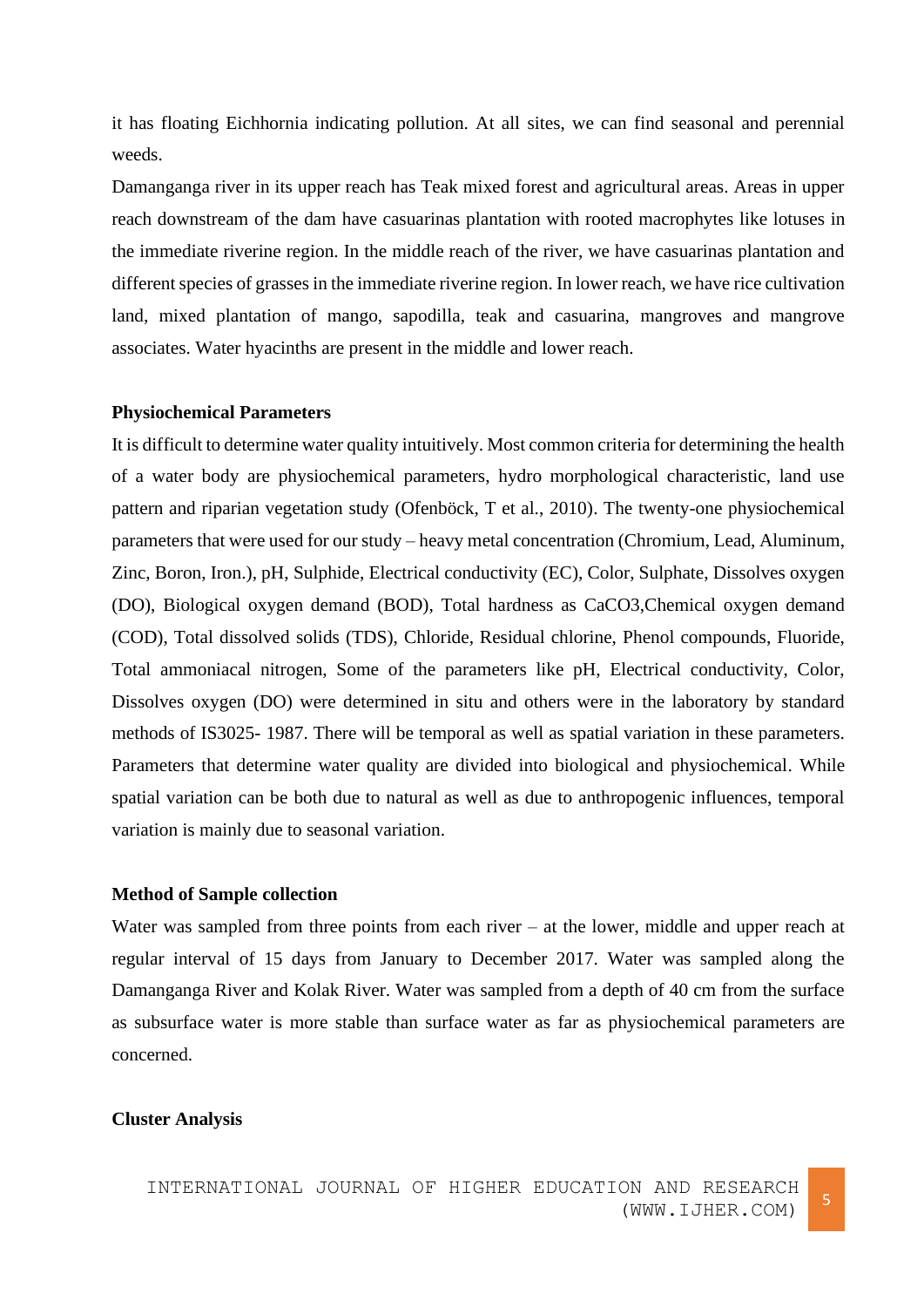it has floating Eichhornia indicating pollution. At all sites, we can find seasonal and perennial weeds.

Damanganga river in its upper reach has Teak mixed forest and agricultural areas. Areas in upper reach downstream of the dam have casuarinas plantation with rooted macrophytes like lotuses in the immediate riverine region. In the middle reach of the river, we have casuarinas plantation and different species of grasses in the immediate riverine region. In lower reach, we have rice cultivation land, mixed plantation of mango, sapodilla, teak and casuarina, mangroves and mangrove associates. Water hyacinths are present in the middle and lower reach.

**Physiochemical Parameters**

It is difficult to determine water quality intuitively. Most common criteria for determining the health of a water body are physiochemical parameters, hydro morphological characteristic, land use pattern and riparian vegetation study (Ofenböck, T et al., 2010). The twenty-one physiochemical parameters that were used for our study – heavy metal concentration (Chromium, Lead, Aluminum, Zinc, Boron, Iron.), pH, Sulphide, Electrical conductivity (EC), Color, Sulphate, Dissolves oxygen (DO), Biological oxygen demand (BOD), Total hardness as $CaCO_3$,Chemical oxygen demand (COD), Total dissolved solids (TDS), Chloride, Residual chlorine, Phenol compounds, Fluoride, Total ammoniacal nitrogen, Some of the parameters like pH, Electrical conductivity, Color, Dissolves oxygen (DO) were determined in situ and others were in the laboratory by standard methods of IS3025- 1987. There will be temporal as well as spatial variation in these parameters. Parameters that determine water quality are divided into biological and physiochemical. While spatial variation can be both due to natural as well as due to anthropogenic influences, temporal variation is mainly due to seasonal variation.

**Method of Sample collection**

Water was sampled from three points from each river – at the lower, middle and upper reach at regular interval of 15 days from January to December 2017. Water was sampled along the Damanganga River and Kolak River. Water was sampled from a depth of 40 cm from the surface as subsurface water is more stable than surface water as far as physiochemical parameters are concerned.

**Cluster Analysis**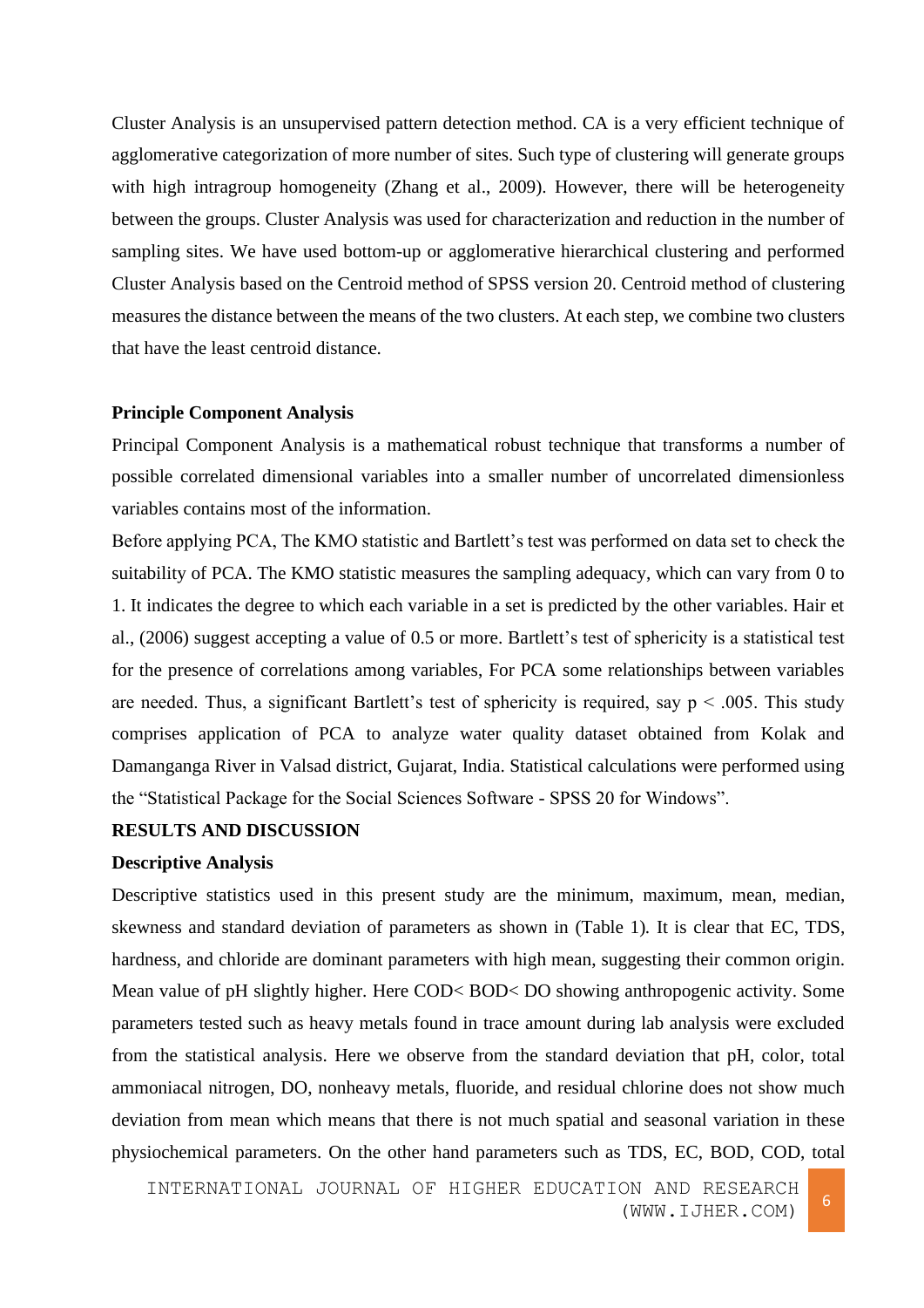Cluster Analysis is an unsupervised pattern detection method. CA is a very efficient technique of agglomerative categorization of more number of sites. Such type of clustering will generate groups with high intragroup homogeneity (Zhang et al., 2009). However, there will be heterogeneity between the groups. Cluster Analysis was used for characterization and reduction in the number of sampling sites. We have used bottom-up or agglomerative hierarchical clustering and performed Cluster Analysis based on the Centroid method of SPSS version 20. Centroid method of clustering measures the distance between the means of the two clusters. At each step, we combine two clusters that have the least centroid distance.

**Principle Component Analysis**

Principal Component Analysis is a mathematical robust technique that transforms a number of possible correlated dimensional variables into a smaller number of uncorrelated dimensionless variables contains most of the information.

Before applying PCA, The KMO statistic and Bartlett's test was performed on data set to check the suitability of PCA. The KMO statistic measures the sampling adequacy, which can vary from 0 to 1. It indicates the degree to which each variable in a set is predicted by the other variables. Hair et al., (2006) suggest accepting a value of 0.5 or more. Bartlett's test of sphericity is a statistical test for the presence of correlations among variables, For PCA some relationships between variables are needed. Thus, a significant Bartlett's test of sphericity is required, say $p < .005$. This study comprises application of PCA to analyze water quality dataset obtained from Kolak and Damanganga River in Valsad district, Gujarat, India. Statistical calculations were performed using the "Statistical Package for the Social Sciences Software - SPSS 20 for Windows".

**RESULTS AND DISCUSSION**

**Descriptive Analysis**

Descriptive statistics used in this present study are the minimum, maximum, mean, median, skewness and standard deviation of parameters as shown in (Table 1). It is clear that EC, TDS, hardness, and chloride are dominant parameters with high mean, suggesting their common origin. Mean value of pH slightly higher. Here COD< BOD< DO showing anthropogenic activity. Some parameters tested such as heavy metals found in trace amount during lab analysis were excluded from the statistical analysis. Here we observe from the standard deviation that pH, color, total ammoniacal nitrogen, DO, nonheavy metals, fluoride, and residual chlorine does not show much deviation from mean which means that there is not much spatial and seasonal variation in these physiochemical parameters. On the other hand parameters such as TDS, EC, BOD, COD, total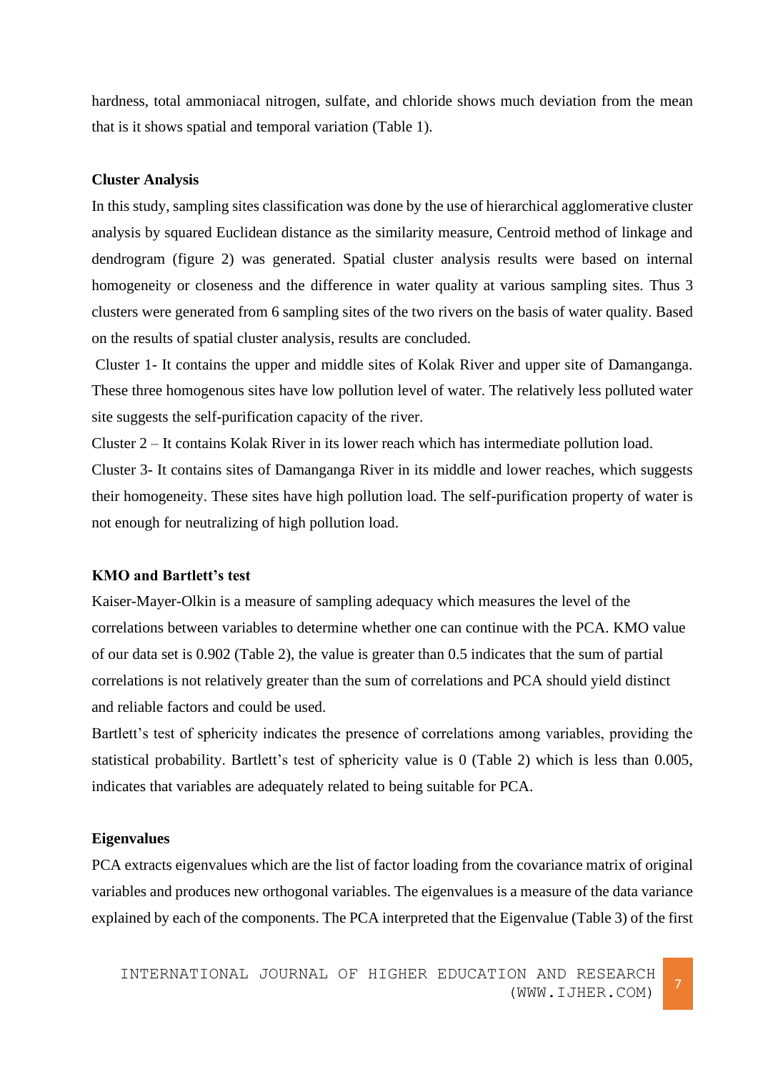hardness, total ammoniacal nitrogen, sulfate, and chloride shows much deviation from the mean that is it shows spatial and temporal variation (Table 1).

**Cluster Analysis**

In this study, sampling sites classification was done by the use of hierarchical agglomerative cluster analysis by squared Euclidean distance as the similarity measure, Centroid method of linkage and dendrogram (figure 2) was generated. Spatial cluster analysis results were based on internal homogeneity or closeness and the difference in water quality at various sampling sites. Thus 3 clusters were generated from 6 sampling sites of the two rivers on the basis of water quality. Based on the results of spatial cluster analysis, results are concluded.

Cluster 1- It contains the upper and middle sites of Kolak River and upper site of Damanganga. These three homogenous sites have low pollution level of water. The relatively less polluted water site suggests the self-purification capacity of the river.

Cluster 2 – It contains Kolak River in its lower reach which has intermediate pollution load.

Cluster 3- It contains sites of Damanganga River in its middle and lower reaches, which suggests their homogeneity. These sites have high pollution load. The self-purification property of water is not enough for neutralizing of high pollution load.

**KMO and Bartlett's test**

Kaiser-Mayer-Olkin is a measure of sampling adequacy which measures the level of the correlations between variables to determine whether one can continue with the PCA. KMO value of our data set is 0.902 (Table 2), the value is greater than 0.5 indicates that the sum of partial correlations is not relatively greater than the sum of correlations and PCA should yield distinct and reliable factors and could be used.

Bartlett's test of sphericity indicates the presence of correlations among variables, providing the statistical probability. Bartlett's test of sphericity value is 0 (Table 2) which is less than 0.005, indicates that variables are adequately related to being suitable for PCA.

**Eigenvalues**

PCA extracts eigenvalues which are the list of factor loading from the covariance matrix of original variables and produces new orthogonal variables. The eigenvalues is a measure of the data variance explained by each of the components. The PCA interpreted that the Eigenvalue (Table 3) of the first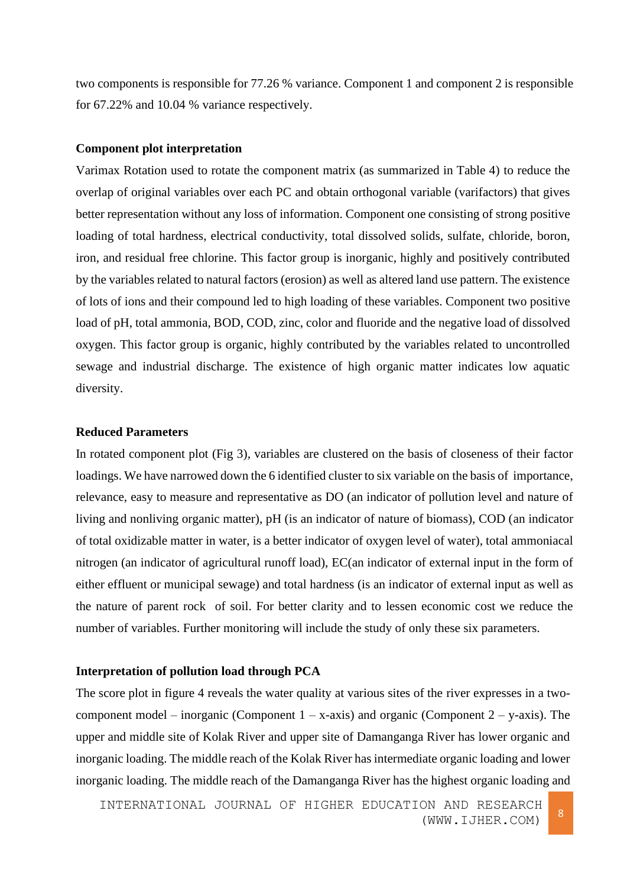two components is responsible for 77.26 % variance. Component 1 and component 2 is responsible for 67.22% and 10.04 % variance respectively.

**Component plot interpretation**

Varimax Rotation used to rotate the component matrix (as summarized in Table 4) to reduce the overlap of original variables over each PC and obtain orthogonal variable (varifactors) that gives better representation without any loss of information. Component one consisting of strong positive loading of total hardness, electrical conductivity, total dissolved solids, sulfate, chloride, boron, iron, and residual free chlorine. This factor group is inorganic, highly and positively contributed by the variables related to natural factors (erosion) as well as altered land use pattern. The existence of lots of ions and their compound led to high loading of these variables. Component two positive load of pH, total ammonia, BOD, COD, zinc, color and fluoride and the negative load of dissolved oxygen. This factor group is organic, highly contributed by the variables related to uncontrolled sewage and industrial discharge. The existence of high organic matter indicates low aquatic diversity.

**Reduced Parameters**

In rotated component plot (Fig 3), variables are clustered on the basis of closeness of their factor loadings. We have narrowed down the 6 identified cluster to six variable on the basis of importance, relevance, easy to measure and representative as DO (an indicator of pollution level and nature of living and nonliving organic matter), pH (is an indicator of nature of biomass), COD (an indicator of total oxidizable matter in water, is a better indicator of oxygen level of water), total ammoniacal nitrogen (an indicator of agricultural runoff load), EC(an indicator of external input in the form of either effluent or municipal sewage) and total hardness (is an indicator of external input as well as the nature of parent rock of soil. For better clarity and to lessen economic cost we reduce the number of variables. Further monitoring will include the study of only these six parameters.

**Interpretation of pollution load through PCA**

The score plot in figure 4 reveals the water quality at various sites of the river expresses in a two-component model – inorganic (Component 1 – x-axis) and organic (Component 2 – y-axis). The upper and middle site of Kolak River and upper site of Damanganga River has lower organic and inorganic loading. The middle reach of the Kolak River has intermediate organic loading and lower inorganic loading. The middle reach of the Damanganga River has the highest organic loading and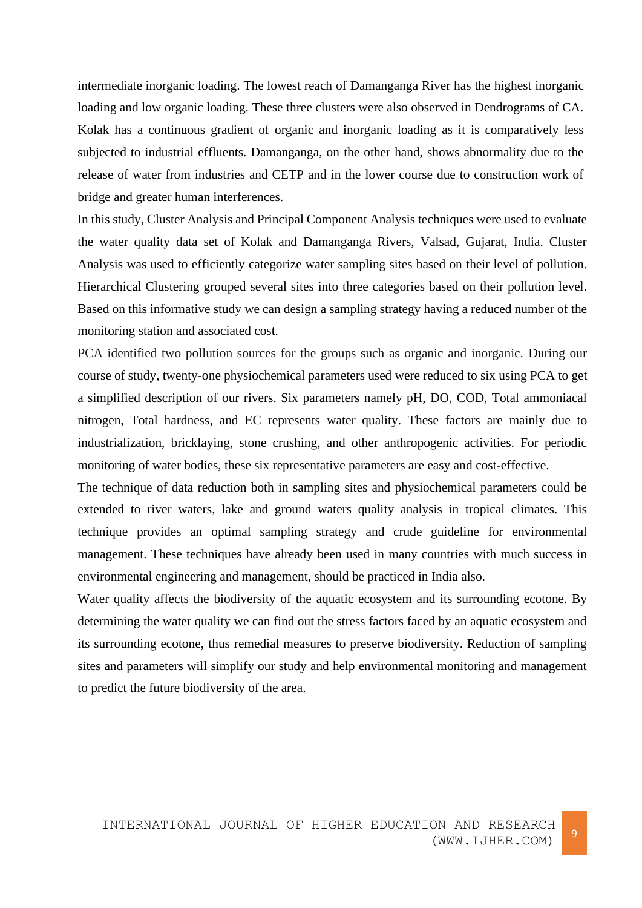intermediate inorganic loading. The lowest reach of Damanganga River has the highest inorganic loading and low organic loading. These three clusters were also observed in Dendrograms of CA. Kolak has a continuous gradient of organic and inorganic loading as it is comparatively less subjected to industrial effluents. Damanganga, on the other hand, shows abnormality due to the release of water from industries and CETP and in the lower course due to construction work of bridge and greater human interferences.

In this study, Cluster Analysis and Principal Component Analysis techniques were used to evaluate the water quality data set of Kolak and Damanganga Rivers, Valsad, Gujarat, India. Cluster Analysis was used to efficiently categorize water sampling sites based on their level of pollution. Hierarchical Clustering grouped several sites into three categories based on their pollution level. Based on this informative study we can design a sampling strategy having a reduced number of the monitoring station and associated cost.

PCA identified two pollution sources for the groups such as organic and inorganic. During our course of study, twenty-one physiochemical parameters used were reduced to six using PCA to get a simplified description of our rivers. Six parameters namely pH, DO, COD, Total ammoniacal nitrogen, Total hardness, and EC represents water quality. These factors are mainly due to industrialization, bricklaying, stone crushing, and other anthropogenic activities. For periodic monitoring of water bodies, these six representative parameters are easy and cost-effective.

The technique of data reduction both in sampling sites and physiochemical parameters could be extended to river waters, lake and ground waters quality analysis in tropical climates. This technique provides an optimal sampling strategy and crude guideline for environmental management. These techniques have already been used in many countries with much success in environmental engineering and management, should be practiced in India also.

Water quality affects the biodiversity of the aquatic ecosystem and its surrounding ecotone. By determining the water quality we can find out the stress factors faced by an aquatic ecosystem and its surrounding ecotone, thus remedial measures to preserve biodiversity. Reduction of sampling sites and parameters will simplify our study and help environmental monitoring and management to predict the future biodiversity of the area.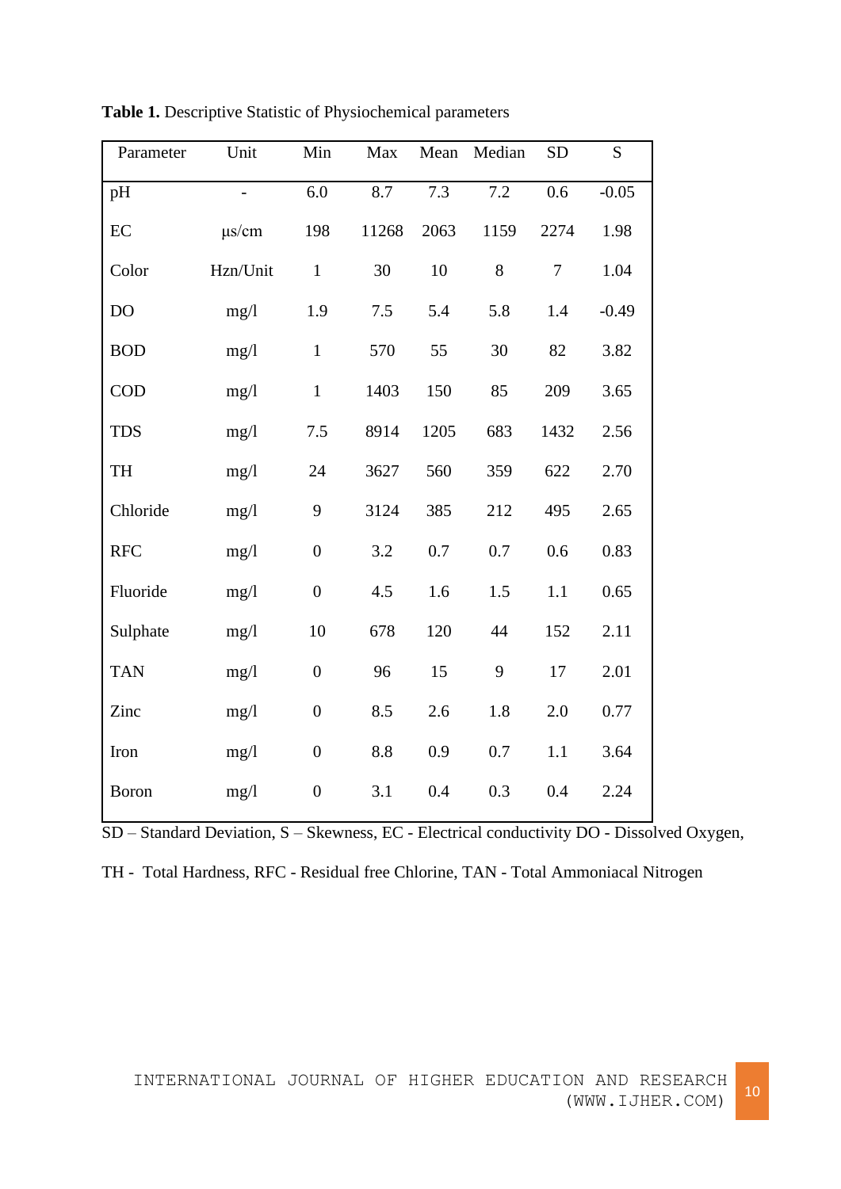**Table 1.** Descriptive Statistic of Physiochemical parameters

| Parameter | Unit | Min | Max | Mean | Median | SD | S |
|---|---|---|---|---|---|---|---|
| pH | - | 6.0 | 8.7 | 7.3 | 7.2 | 0.6 | -0.05 |
| EC | μs/cm | 198 | 11268 | 2063 | 1159 | 2274 | 1.98 |
| Color | Hzn/Unit | 1 | 30 | 10 | 8 | 7 | 1.04 |
| DO | mg/l | 1.9 | 7.5 | 5.4 | 5.8 | 1.4 | -0.49 |
| BOD | mg/l | 1 | 570 | 55 | 30 | 82 | 3.82 |
| COD | mg/l | 1 | 1403 | 150 | 85 | 209 | 3.65 |
| TDS | mg/l | 7.5 | 8914 | 1205 | 683 | 1432 | 2.56 |
| TH | mg/l | 24 | 3627 | 560 | 359 | 622 | 2.70 |
| Chloride | mg/l | 9 | 3124 | 385 | 212 | 495 | 2.65 |
| RFC | mg/l | 0 | 3.2 | 0.7 | 0.7 | 0.6 | 0.83 |
| Fluoride | mg/l | 0 | 4.5 | 1.6 | 1.5 | 1.1 | 0.65 |
| Sulphate | mg/l | 10 | 678 | 120 | 44 | 152 | 2.11 |
| TAN | mg/l | 0 | 96 | 15 | 9 | 17 | 2.01 |
| Zinc | mg/l | 0 | 8.5 | 2.6 | 1.8 | 2.0 | 0.77 |
| Iron | mg/l | 0 | 8.8 | 0.9 | 0.7 | 1.1 | 3.64 |
| Boron | mg/l | 0 | 3.1 | 0.4 | 0.3 | 0.4 | 2.24 |

SD – Standard Deviation, S – Skewness, EC - Electrical conductivity DO - Dissolved Oxygen, TH - Total Hardness, RFC - Residual free Chlorine, TAN - Total Ammoniacal Nitrogen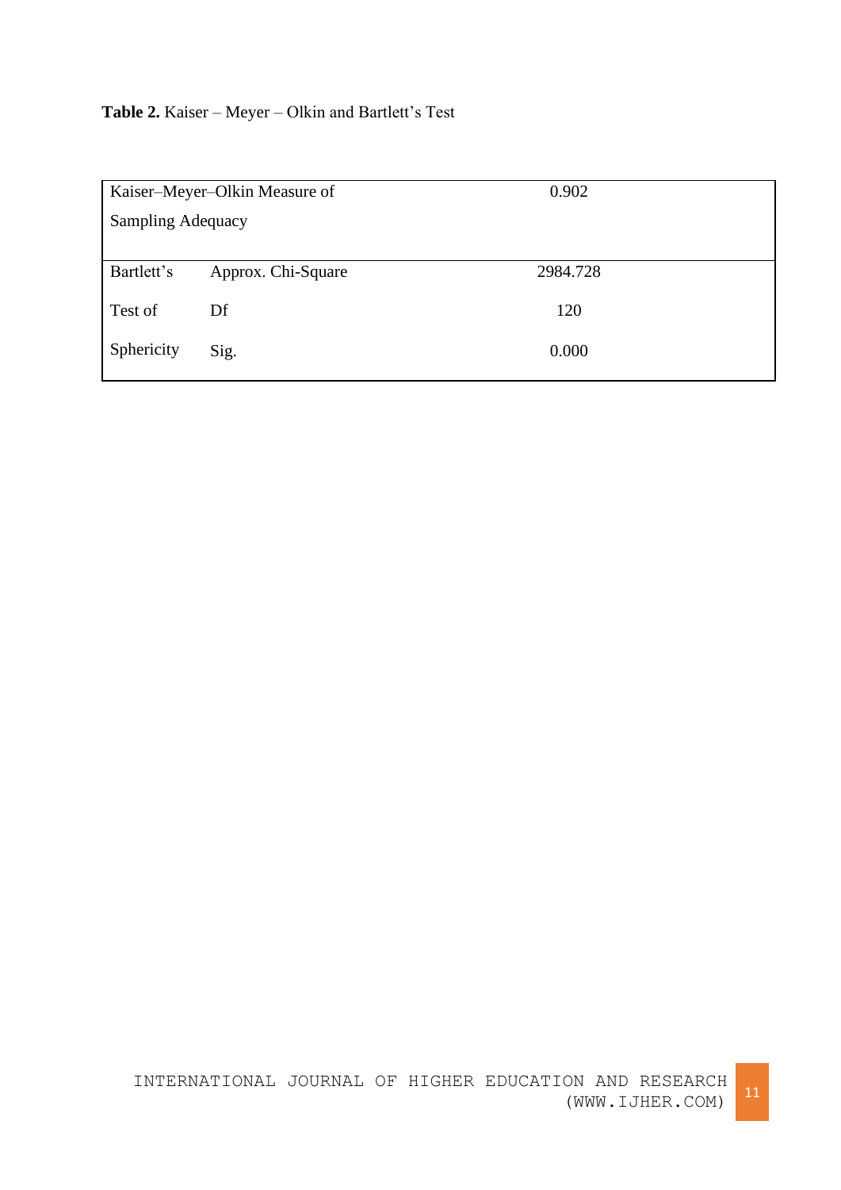**Table 2.** Kaiser – Meyer – Olkin and Bartlett's Test

| Kaiser–Meyer–Olkin Measure of Sampling Adequacy | | 0.902 |
|---|---|---|
| Bartlett's Test of Sphericity | Approx. Chi-Square | 2984.728 |
| | Df | 120 |
| | Sig. | 0.000 |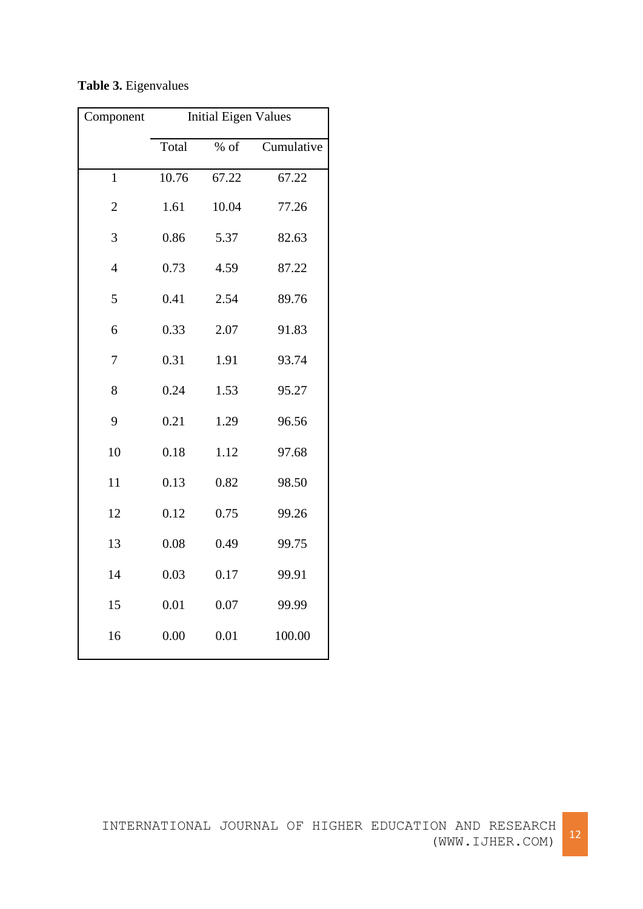**Table 3.** Eigenvalues

| Component | Initial Eigen Values | | |
|---|---|---|---|
| | Total | % of | Cumulative |
| 1 | 10.76 | 67.22 | 67.22 |
| 2 | 1.61 | 10.04 | 77.26 |
| 3 | 0.86 | 5.37 | 82.63 |
| 4 | 0.73 | 4.59 | 87.22 |
| 5 | 0.41 | 2.54 | 89.76 |
| 6 | 0.33 | 2.07 | 91.83 |
| 7 | 0.31 | 1.91 | 93.74 |
| 8 | 0.24 | 1.53 | 95.27 |
| 9 | 0.21 | 1.29 | 96.56 |
| 10 | 0.18 | 1.12 | 97.68 |
| 11 | 0.13 | 0.82 | 98.50 |
| 12 | 0.12 | 0.75 | 99.26 |
| 13 | 0.08 | 0.49 | 99.75 |
| 14 | 0.03 | 0.17 | 99.91 |
| 15 | 0.01 | 0.07 | 99.99 |
| 16 | 0.00 | 0.01 | 100.00 |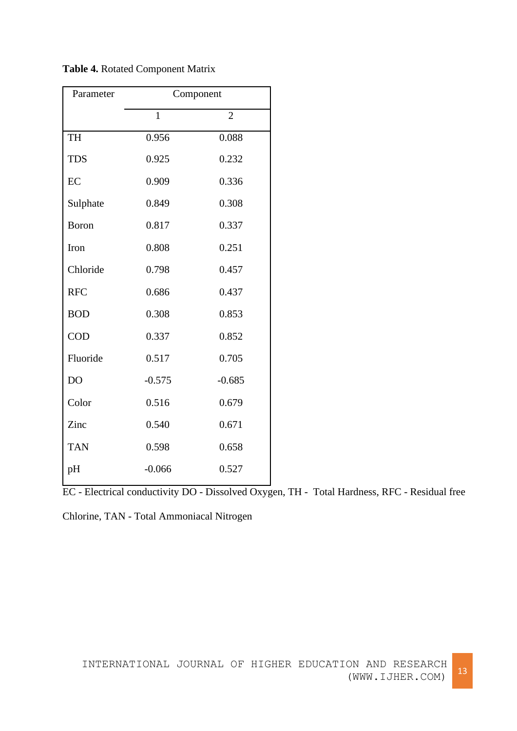**Table 4.** Rotated Component Matrix

| Parameter | Component | |
|---|---|---|
| | 1 | 2 |
| TH | 0.956 | 0.088 |
| TDS | 0.925 | 0.232 |
| EC | 0.909 | 0.336 |
| Sulphate | 0.849 | 0.308 |
| Boron | 0.817 | 0.337 |
| Iron | 0.808 | 0.251 |
| Chloride | 0.798 | 0.457 |
| RFC | 0.686 | 0.437 |
| BOD | 0.308 | 0.853 |
| COD | 0.337 | 0.852 |
| Fluoride | 0.517 | 0.705 |
| DO | -0.575 | -0.685 |
| Color | 0.516 | 0.679 |
| Zinc | 0.540 | 0.671 |
| TAN | 0.598 | 0.658 |
| pH | -0.066 | 0.527 |

EC - Electrical conductivity DO - Dissolved Oxygen, TH - Total Hardness, RFC - Residual free Chlorine, TAN - Total Ammoniacal Nitrogen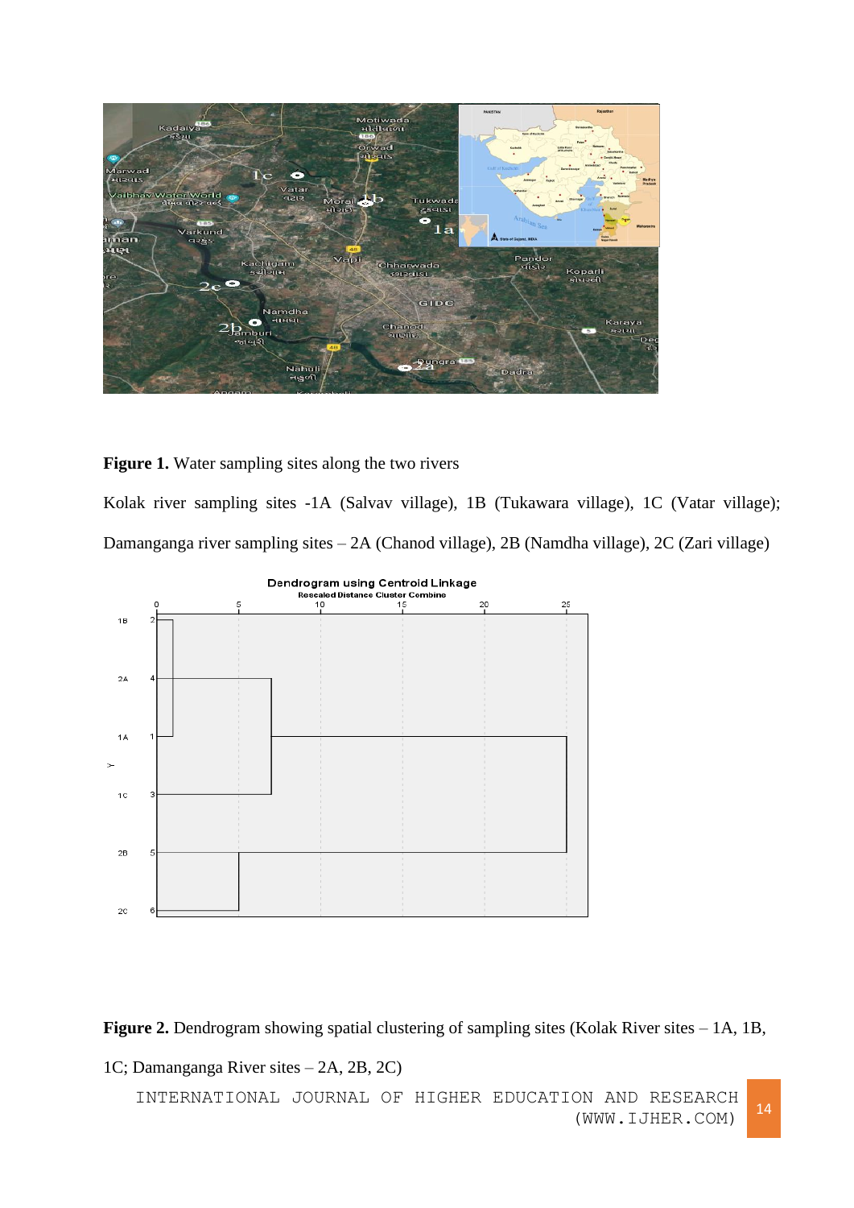**Figure 1.** Water sampling sites along the two rivers

Kolak river sampling sites -1A (Salvav village), 1B (Tukawara village), 1C (Vatar village); Damanganga river sampling sites – 2A (Chanod village), 2B (Namdha village), 2C (Zari village)

**Figure 2.** Dendrogram showing spatial clustering of sampling sites (Kolak River sites – 1A, 1B, 1C; Damanganga River sites – 2A, 2B, 2C)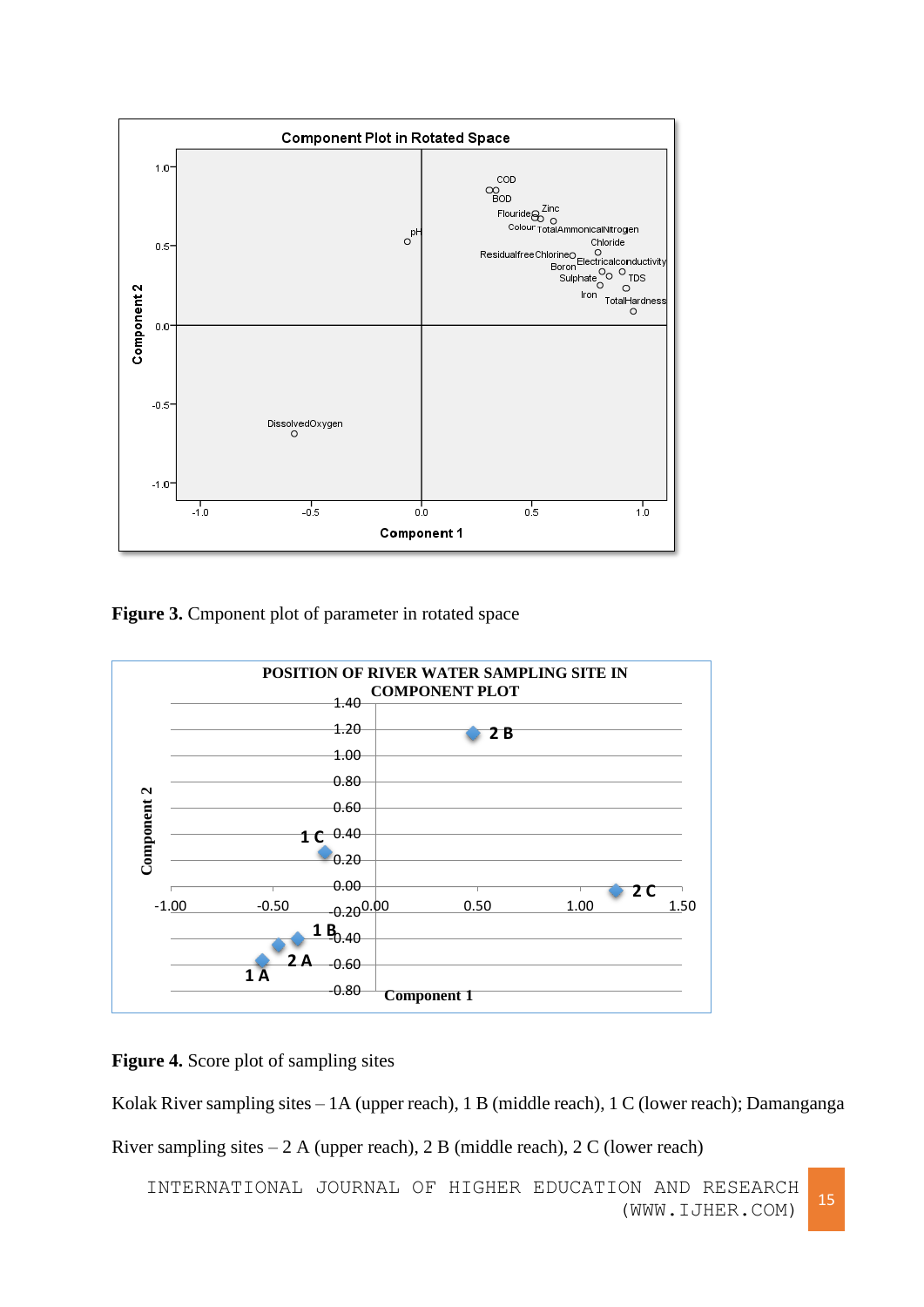**Figure 3.** Cmponent plot of parameter in rotated space

**Figure 4.** Score plot of sampling sites

Kolak River sampling sites – 1A (upper reach), 1 B (middle reach), 1 C (lower reach); Damanganga River sampling sites – 2 A (upper reach), 2 B (middle reach), 2 C (lower reach)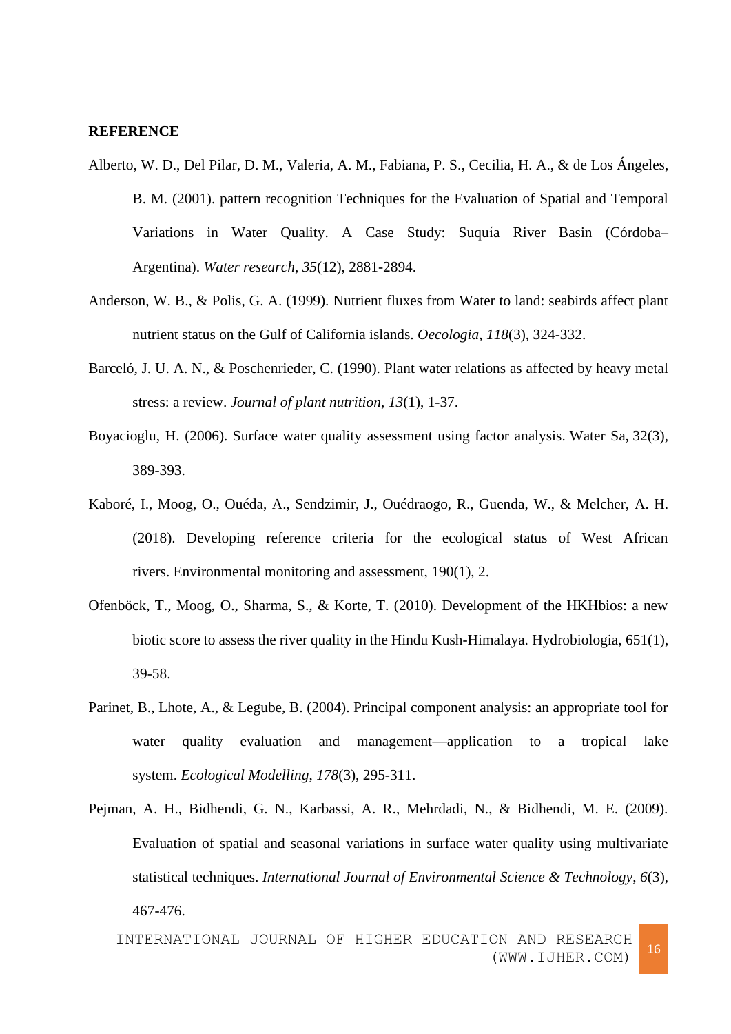**REFERENCE**

Alberto, W. D., Del Pilar, D. M., Valeria, A. M., Fabiana, P. S., Cecilia, H. A., & de Los Ángeles, B. M. (2001). pattern recognition Techniques for the Evaluation of Spatial and Temporal Variations in Water Quality. A Case Study: Suquía River Basin (Córdoba–Argentina). *Water research*, *35*(12), 2881-2894.

Anderson, W. B., & Polis, G. A. (1999). Nutrient fluxes from Water to land: seabirds affect plant nutrient status on the Gulf of California islands. *Oecologia*, *118*(3), 324-332.

Barceló, J. U. A. N., & Poschenrieder, C. (1990). Plant water relations as affected by heavy metal stress: a review. *Journal of plant nutrition*, *13*(1), 1-37.

Boyacioglu, H. (2006). Surface water quality assessment using factor analysis. Water Sa, 32(3), 389-393.

Kaboré, I., Moog, O., Ouéda, A., Sendzimir, J., Ouédraogo, R., Guenda, W., & Melcher, A. H. (2018). Developing reference criteria for the ecological status of West African rivers. Environmental monitoring and assessment, 190(1), 2.

Ofenböck, T., Moog, O., Sharma, S., & Korte, T. (2010). Development of the HKHbios: a new biotic score to assess the river quality in the Hindu Kush-Himalaya. Hydrobiologia, 651(1), 39-58.

Parinet, B., Lhote, A., & Legube, B. (2004). Principal component analysis: an appropriate tool for water quality evaluation and management—application to a tropical lake system. *Ecological Modelling*, *178*(3), 295-311.

Pejman, A. H., Bidhendi, G. N., Karbassi, A. R., Mehrdadi, N., & Bidhendi, M. E. (2009). Evaluation of spatial and seasonal variations in surface water quality using multivariate statistical techniques. *International Journal of Environmental Science & Technology*, *6*(3), 467-476.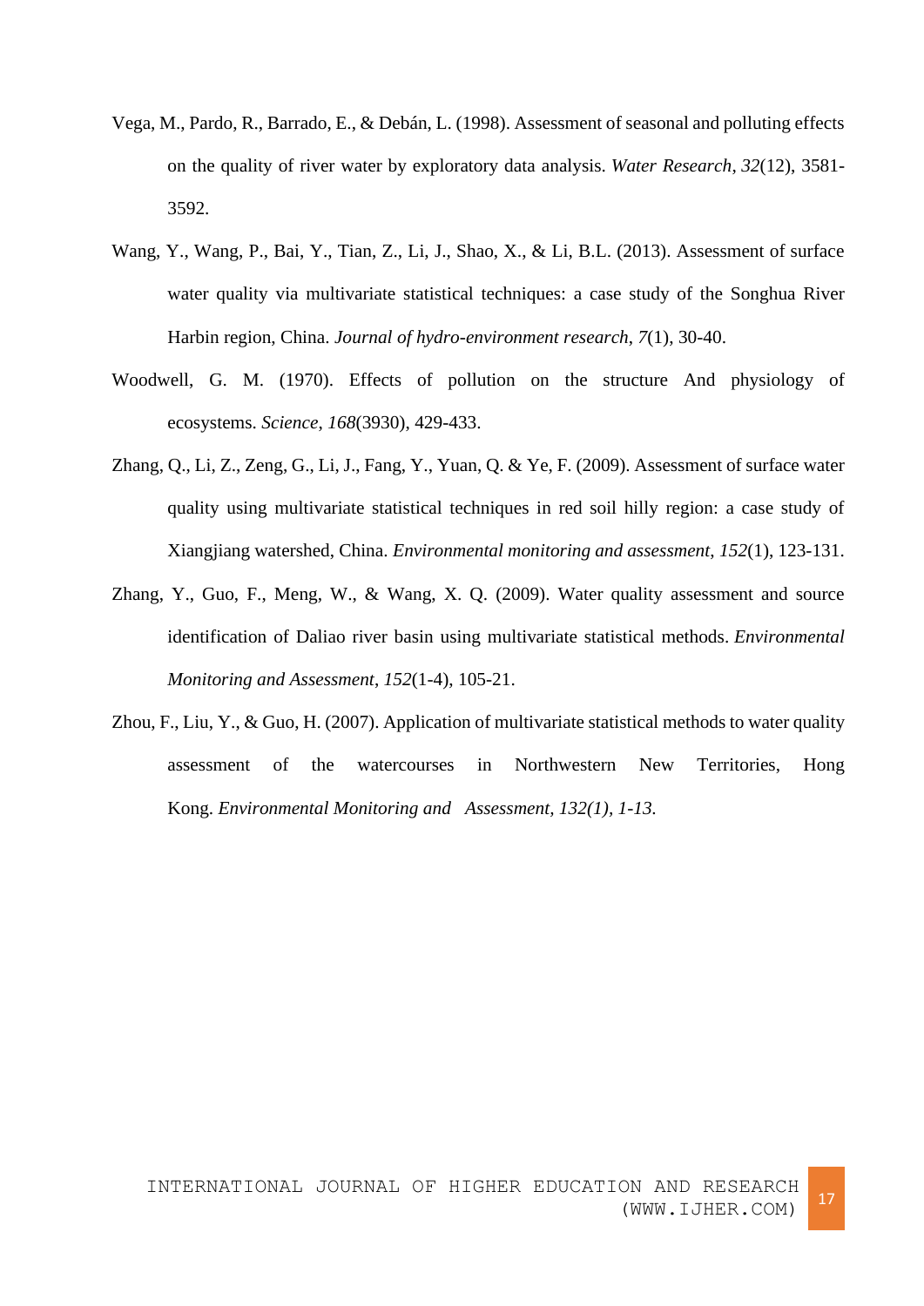Vega, M., Pardo, R., Barrado, E., & Debán, L. (1998). Assessment of seasonal and polluting effects on the quality of river water by exploratory data analysis. *Water Research*, *32*(12), 3581-3592.

Wang, Y., Wang, P., Bai, Y., Tian, Z., Li, J., Shao, X., & Li, B.L. (2013). Assessment of surface water quality via multivariate statistical techniques: a case study of the Songhua River Harbin region, China. *Journal of hydro-environment research*, *7*(1), 30-40.

Woodwell, G. M. (1970). Effects of pollution on the structure And physiology of ecosystems. *Science*, *168*(3930), 429-433.

Zhang, Q., Li, Z., Zeng, G., Li, J., Fang, Y., Yuan, Q. & Ye, F. (2009). Assessment of surface water quality using multivariate statistical techniques in red soil hilly region: a case study of Xiangjiang watershed, China. *Environmental monitoring and assessment*, *152*(1), 123-131.

Zhang, Y., Guo, F., Meng, W., & Wang, X. Q. (2009). Water quality assessment and source identification of Daliao river basin using multivariate statistical methods. *Environmental Monitoring and Assessment*, *152*(1-4), 105-21.

Zhou, F., Liu, Y., & Guo, H. (2007). Application of multivariate statistical methods to water quality assessment of the watercourses in Northwestern New Territories, Hong Kong. *Environmental Monitoring and Assessment, 132(1), 1-13.*